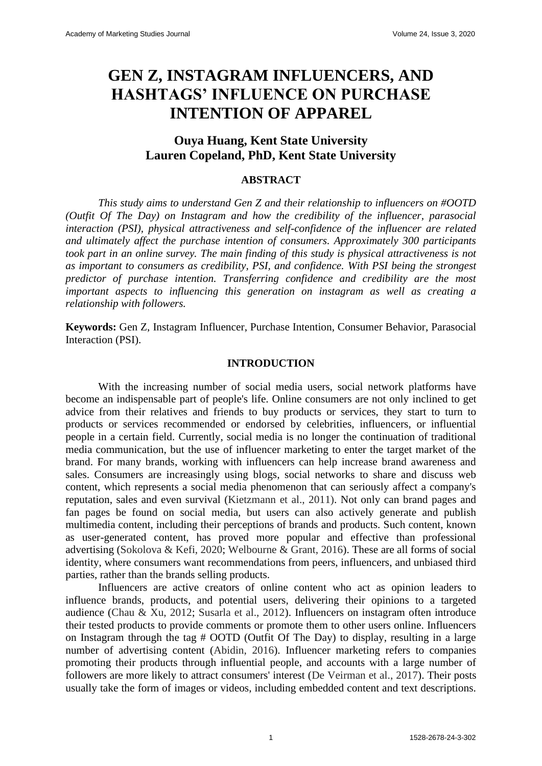# GEN Z, INSTAGRAM INFLUENCERS, AND HASHTAGS' INFLUENCE ON PURCHASE INTENTION OF APPAREL

**Ouya Huang, Kent State University**
**Lauren Copeland, PhD, Kent State University**

## ABSTRACT

*This study aims to understand Gen Z and their relationship to influencers on #OOTD (Outfit Of The Day) on Instagram and how the credibility of the influencer, parasocial interaction (PSI), physical attractiveness and self-confidence of the influencer are related and ultimately affect the purchase intention of consumers. Approximately 300 participants took part in an online survey. The main finding of this study is physical attractiveness is not as important to consumers as credibility, PSI, and confidence. With PSI being the strongest predictor of purchase intention. Transferring confidence and credibility are the most important aspects to influencing this generation on instagram as well as creating a relationship with followers.*

**Keywords:** Gen Z, Instagram Influencer, Purchase Intention, Consumer Behavior, Parasocial Interaction (PSI).

## INTRODUCTION

With the increasing number of social media users, social network platforms have become an indispensable part of people's life. Online consumers are not only inclined to get advice from their relatives and friends to buy products or services, they start to turn to products or services recommended or endorsed by celebrities, influencers, or influential people in a certain field. Currently, social media is no longer the continuation of traditional media communication, but the use of influencer marketing to enter the target market of the brand. For many brands, working with influencers can help increase brand awareness and sales. Consumers are increasingly using blogs, social networks to share and discuss web content, which represents a social media phenomenon that can seriously affect a company's reputation, sales and even survival (Kietzmann et al., 2011). Not only can brand pages and fan pages be found on social media, but users can also actively generate and publish multimedia content, including their perceptions of brands and products. Such content, known as user-generated content, has proved more popular and effective than professional advertising (Sokolova & Kefi, 2020; Welbourne & Grant, 2016). These are all forms of social identity, where consumers want recommendations from peers, influencers, and unbiased third parties, rather than the brands selling products.

Influencers are active creators of online content who act as opinion leaders to influence brands, products, and potential users, delivering their opinions to a targeted audience (Chau & Xu, 2012; Susarla et al., 2012). Influencers on instagram often introduce their tested products to provide comments or promote them to other users online. Influencers on Instagram through the tag # OOTD (Outfit Of The Day) to display, resulting in a large number of advertising content (Abidin, 2016). Influencer marketing refers to companies promoting their products through influential people, and accounts with a large number of followers are more likely to attract consumers' interest (De Veirman et al., 2017). Their posts usually take the form of images or videos, including embedded content and text descriptions.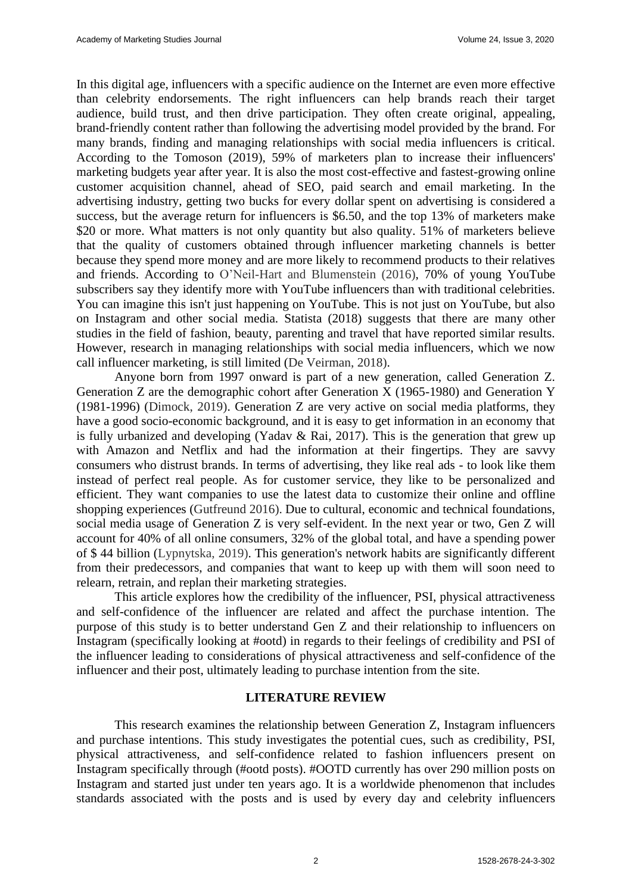In this digital age, influencers with a specific audience on the Internet are even more effective than celebrity endorsements. The right influencers can help brands reach their target audience, build trust, and then drive participation. They often create original, appealing, brand-friendly content rather than following the advertising model provided by the brand. For many brands, finding and managing relationships with social media influencers is critical. According to the Tomoson (2019), 59% of marketers plan to increase their influencers' marketing budgets year after year. It is also the most cost-effective and fastest-growing online customer acquisition channel, ahead of SEO, paid search and email marketing. In the advertising industry, getting two bucks for every dollar spent on advertising is considered a success, but the average return for influencers is $6.50, and the top 13% of marketers make $20 or more. What matters is not only quantity but also quality. 51% of marketers believe that the quality of customers obtained through influencer marketing channels is better because they spend more money and are more likely to recommend products to their relatives and friends. According to O'Neil-Hart and Blumenstein (2016), 70% of young YouTube subscribers say they identify more with YouTube influencers than with traditional celebrities. You can imagine this isn't just happening on YouTube. This is not just on YouTube, but also on Instagram and other social media. Statista (2018) suggests that there are many other studies in the field of fashion, beauty, parenting and travel that have reported similar results. However, research in managing relationships with social media influencers, which we now call influencer marketing, is still limited (De Veirman, 2018).

Anyone born from 1997 onward is part of a new generation, called Generation Z. Generation Z are the demographic cohort after Generation X (1965-1980) and Generation Y (1981-1996) (Dimock, 2019). Generation Z are very active on social media platforms, they have a good socio-economic background, and it is easy to get information in an economy that is fully urbanized and developing (Yadav & Rai, 2017). This is the generation that grew up with Amazon and Netflix and had the information at their fingertips. They are savvy consumers who distrust brands. In terms of advertising, they like real ads - to look like them instead of perfect real people. As for customer service, they like to be personalized and efficient. They want companies to use the latest data to customize their online and offline shopping experiences (Gutfreund 2016). Due to cultural, economic and technical foundations, social media usage of Generation Z is very self-evident. In the next year or two, Gen Z will account for 40% of all online consumers, 32% of the global total, and have a spending power of $ 44 billion (Lypnytska, 2019). This generation's network habits are significantly different from their predecessors, and companies that want to keep up with them will soon need to relearn, retrain, and replan their marketing strategies.

This article explores how the credibility of the influencer, PSI, physical attractiveness and self-confidence of the influencer are related and affect the purchase intention. The purpose of this study is to better understand Gen Z and their relationship to influencers on Instagram (specifically looking at #ootd) in regards to their feelings of credibility and PSI of the influencer leading to considerations of physical attractiveness and self-confidence of the influencer and their post, ultimately leading to purchase intention from the site.

## LITERATURE REVIEW

This research examines the relationship between Generation Z, Instagram influencers and purchase intentions. This study investigates the potential cues, such as credibility, PSI, physical attractiveness, and self-confidence related to fashion influencers present on Instagram specifically through (#ootd posts). #OOTD currently has over 290 million posts on Instagram and started just under ten years ago. It is a worldwide phenomenon that includes standards associated with the posts and is used by every day and celebrity influencers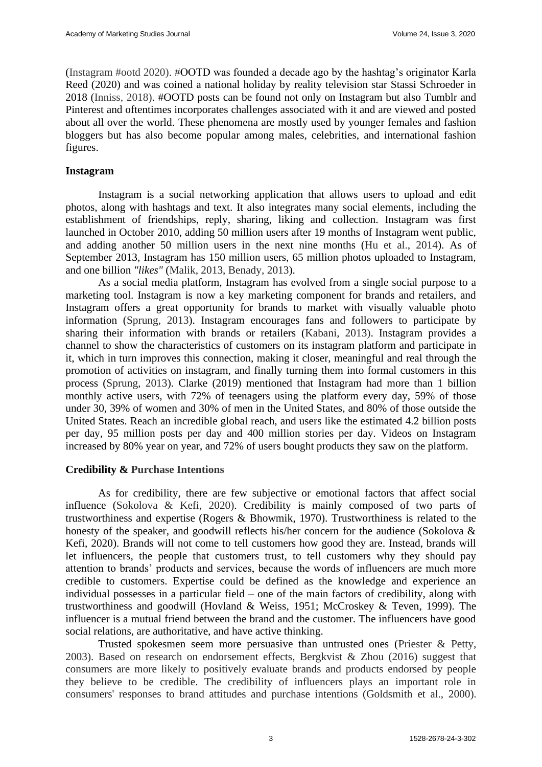(Instagram #ootd 2020). #OOTD was founded a decade ago by the hashtag's originator Karla Reed (2020) and was coined a national holiday by reality television star Stassi Schroeder in 2018 (Inniss, 2018). #OOTD posts can be found not only on Instagram but also Tumblr and Pinterest and oftentimes incorporates challenges associated with it and are viewed and posted about all over the world. These phenomena are mostly used by younger females and fashion bloggers but has also become popular among males, celebrities, and international fashion figures.

### Instagram

Instagram is a social networking application that allows users to upload and edit photos, along with hashtags and text. It also integrates many social elements, including the establishment of friendships, reply, sharing, liking and collection. Instagram was first launched in October 2010, adding 50 million users after 19 months of Instagram went public, and adding another 50 million users in the next nine months (Hu et al., 2014). As of September 2013, Instagram has 150 million users, 65 million photos uploaded to Instagram, and one billion *"likes"* (Malik, 2013, Benady, 2013).

As a social media platform, Instagram has evolved from a single social purpose to a marketing tool. Instagram is now a key marketing component for brands and retailers, and Instagram offers a great opportunity for brands to market with visually valuable photo information (Sprung, 2013). Instagram encourages fans and followers to participate by sharing their information with brands or retailers (Kabani, 2013). Instagram provides a channel to show the characteristics of customers on its instagram platform and participate in it, which in turn improves this connection, making it closer, meaningful and real through the promotion of activities on instagram, and finally turning them into formal customers in this process (Sprung, 2013). Clarke (2019) mentioned that Instagram had more than 1 billion monthly active users, with 72% of teenagers using the platform every day, 59% of those under 30, 39% of women and 30% of men in the United States, and 80% of those outside the United States. Reach an incredible global reach, and users like the estimated 4.2 billion posts per day, 95 million posts per day and 400 million stories per day. Videos on Instagram increased by 80% year on year, and 72% of users bought products they saw on the platform.

### Credibility & Purchase Intentions

As for credibility, there are few subjective or emotional factors that affect social influence (Sokolova & Kefi, 2020). Credibility is mainly composed of two parts of trustworthiness and expertise (Rogers & Bhowmik, 1970). Trustworthiness is related to the honesty of the speaker, and goodwill reflects his/her concern for the audience (Sokolova & Kefi, 2020). Brands will not come to tell customers how good they are. Instead, brands will let influencers, the people that customers trust, to tell customers why they should pay attention to brands' products and services, because the words of influencers are much more credible to customers. Expertise could be defined as the knowledge and experience an individual possesses in a particular field – one of the main factors of credibility, along with trustworthiness and goodwill (Hovland & Weiss, 1951; McCroskey & Teven, 1999). The influencer is a mutual friend between the brand and the customer. The influencers have good social relations, are authoritative, and have active thinking.

Trusted spokesmen seem more persuasive than untrusted ones (Priester & Petty, 2003). Based on research on endorsement effects, Bergkvist & Zhou (2016) suggest that consumers are more likely to positively evaluate brands and products endorsed by people they believe to be credible. The credibility of influencers plays an important role in consumers' responses to brand attitudes and purchase intentions (Goldsmith et al., 2000).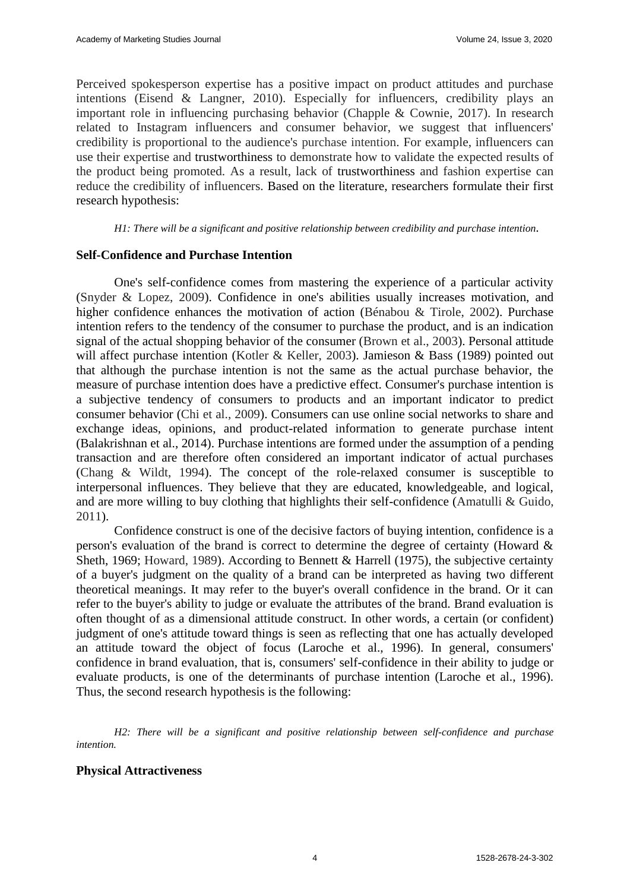Perceived spokesperson expertise has a positive impact on product attitudes and purchase intentions (Eisend & Langner, 2010). Especially for influencers, credibility plays an important role in influencing purchasing behavior (Chapple & Cownie, 2017). In research related to Instagram influencers and consumer behavior, we suggest that influencers' credibility is proportional to the audience's purchase intention. For example, influencers can use their expertise and trustworthiness to demonstrate how to validate the expected results of the product being promoted. As a result, lack of trustworthiness and fashion expertise can reduce the credibility of influencers. Based on the literature, researchers formulate their first research hypothesis:

*H1: There will be a significant and positive relationship between credibility and purchase intention.*

## Self-Confidence and Purchase Intention

One's self-confidence comes from mastering the experience of a particular activity (Snyder & Lopez, 2009). Confidence in one's abilities usually increases motivation, and higher confidence enhances the motivation of action (Bénabou & Tirole, 2002). Purchase intention refers to the tendency of the consumer to purchase the product, and is an indication signal of the actual shopping behavior of the consumer (Brown et al., 2003). Personal attitude will affect purchase intention (Kotler & Keller, 2003). Jamieson & Bass (1989) pointed out that although the purchase intention is not the same as the actual purchase behavior, the measure of purchase intention does have a predictive effect. Consumer's purchase intention is a subjective tendency of consumers to products and an important indicator to predict consumer behavior (Chi et al., 2009). Consumers can use online social networks to share and exchange ideas, opinions, and product-related information to generate purchase intent (Balakrishnan et al., 2014). Purchase intentions are formed under the assumption of a pending transaction and are therefore often considered an important indicator of actual purchases (Chang & Wildt, 1994). The concept of the role-relaxed consumer is susceptible to interpersonal influences. They believe that they are educated, knowledgeable, and logical, and are more willing to buy clothing that highlights their self-confidence (Amatulli & Guido, 2011).

Confidence construct is one of the decisive factors of buying intention, confidence is a person's evaluation of the brand is correct to determine the degree of certainty (Howard & Sheth, 1969; Howard, 1989). According to Bennett & Harrell (1975), the subjective certainty of a buyer's judgment on the quality of a brand can be interpreted as having two different theoretical meanings. It may refer to the buyer's overall confidence in the brand. Or it can refer to the buyer's ability to judge or evaluate the attributes of the brand. Brand evaluation is often thought of as a dimensional attitude construct. In other words, a certain (or confident) judgment of one's attitude toward things is seen as reflecting that one has actually developed an attitude toward the object of focus (Laroche et al., 1996). In general, consumers' confidence in brand evaluation, that is, consumers' self-confidence in their ability to judge or evaluate products, is one of the determinants of purchase intention (Laroche et al., 1996). Thus, the second research hypothesis is the following:

*H2: There will be a significant and positive relationship between self-confidence and purchase intention.*

## Physical Attractiveness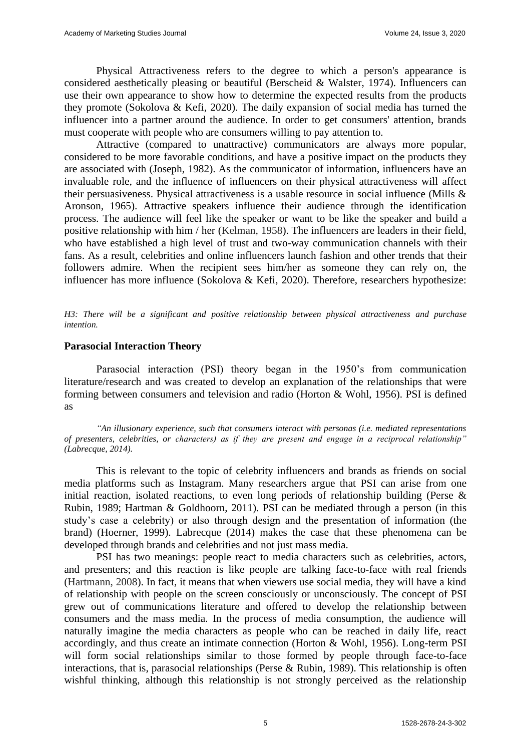Physical Attractiveness refers to the degree to which a person's appearance is considered aesthetically pleasing or beautiful (Berscheid & Walster, 1974). Influencers can use their own appearance to show how to determine the expected results from the products they promote (Sokolova & Kefi, 2020). The daily expansion of social media has turned the influencer into a partner around the audience. In order to get consumers' attention, brands must cooperate with people who are consumers willing to pay attention to.

Attractive (compared to unattractive) communicators are always more popular, considered to be more favorable conditions, and have a positive impact on the products they are associated with (Joseph, 1982). As the communicator of information, influencers have an invaluable role, and the influence of influencers on their physical attractiveness will affect their persuasiveness. Physical attractiveness is a usable resource in social influence (Mills & Aronson, 1965). Attractive speakers influence their audience through the identification process. The audience will feel like the speaker or want to be like the speaker and build a positive relationship with him / her (Kelman, 1958). The influencers are leaders in their field, who have established a high level of trust and two-way communication channels with their fans. As a result, celebrities and online influencers launch fashion and other trends that their followers admire. When the recipient sees him/her as someone they can rely on, the influencer has more influence (Sokolova & Kefi, 2020). Therefore, researchers hypothesize:

*H3: There will be a significant and positive relationship between physical attractiveness and purchase intention.*

### Parasocial Interaction Theory

Parasocial interaction (PSI) theory began in the 1950's from communication literature/research and was created to develop an explanation of the relationships that were forming between consumers and television and radio (Horton & Wohl, 1956). PSI is defined as

> *"An illusionary experience, such that consumers interact with personas (i.e. mediated representations of presenters, celebrities, or characters) as if they are present and engage in a reciprocal relationship" (Labrecque, 2014).*

This is relevant to the topic of celebrity influencers and brands as friends on social media platforms such as Instagram. Many researchers argue that PSI can arise from one initial reaction, isolated reactions, to even long periods of relationship building (Perse & Rubin, 1989; Hartman & Goldhoorn, 2011). PSI can be mediated through a person (in this study's case a celebrity) or also through design and the presentation of information (the brand) (Hoerner, 1999). Labrecque (2014) makes the case that these phenomena can be developed through brands and celebrities and not just mass media.

PSI has two meanings: people react to media characters such as celebrities, actors, and presenters; and this reaction is like people are talking face-to-face with real friends (Hartmann, 2008). In fact, it means that when viewers use social media, they will have a kind of relationship with people on the screen consciously or unconsciously. The concept of PSI grew out of communications literature and offered to develop the relationship between consumers and the mass media. In the process of media consumption, the audience will naturally imagine the media characters as people who can be reached in daily life, react accordingly, and thus create an intimate connection (Horton & Wohl, 1956). Long-term PSI will form social relationships similar to those formed by people through face-to-face interactions, that is, parasocial relationships (Perse & Rubin, 1989). This relationship is often wishful thinking, although this relationship is not strongly perceived as the relationship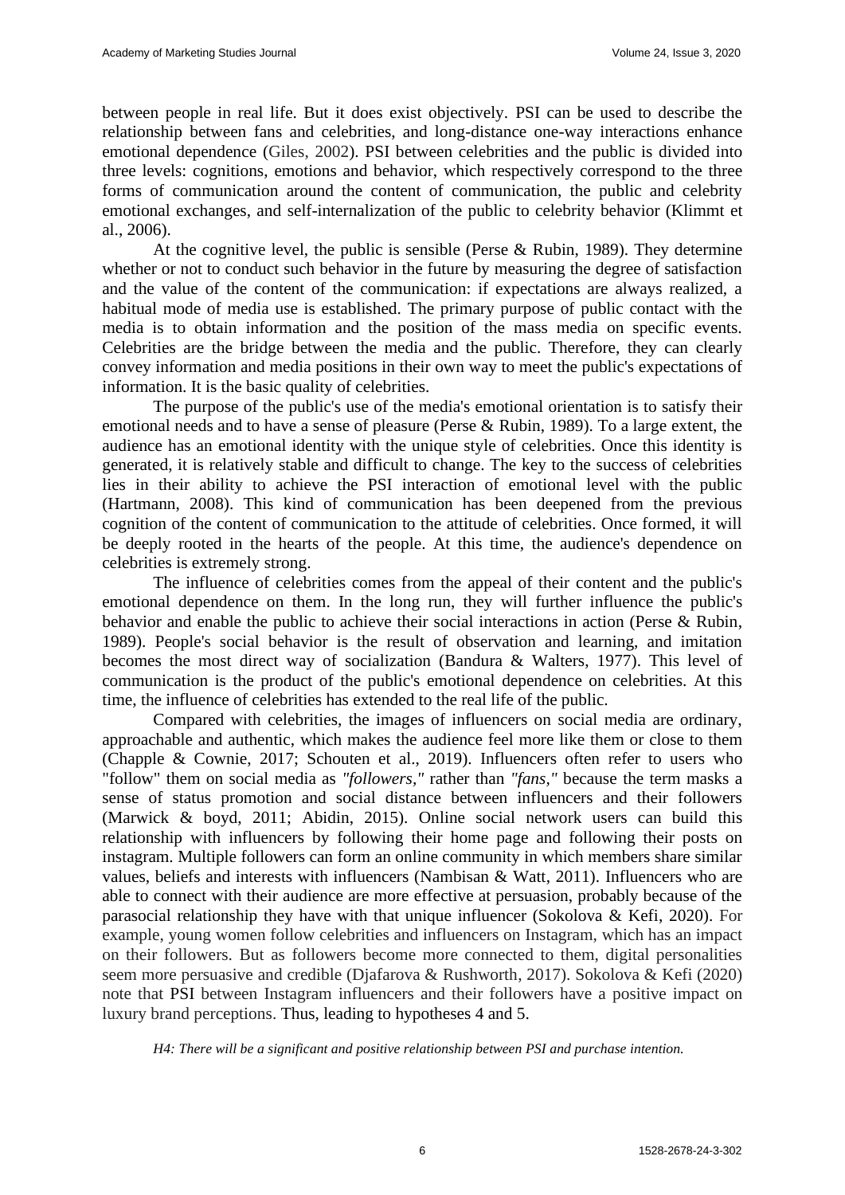between people in real life. But it does exist objectively. PSI can be used to describe the relationship between fans and celebrities, and long-distance one-way interactions enhance emotional dependence (Giles, 2002). PSI between celebrities and the public is divided into three levels: cognitions, emotions and behavior, which respectively correspond to the three forms of communication around the content of communication, the public and celebrity emotional exchanges, and self-internalization of the public to celebrity behavior (Klimmt et al., 2006).

At the cognitive level, the public is sensible (Perse & Rubin, 1989). They determine whether or not to conduct such behavior in the future by measuring the degree of satisfaction and the value of the content of the communication: if expectations are always realized, a habitual mode of media use is established. The primary purpose of public contact with the media is to obtain information and the position of the mass media on specific events. Celebrities are the bridge between the media and the public. Therefore, they can clearly convey information and media positions in their own way to meet the public's expectations of information. It is the basic quality of celebrities.

The purpose of the public's use of the media's emotional orientation is to satisfy their emotional needs and to have a sense of pleasure (Perse & Rubin, 1989). To a large extent, the audience has an emotional identity with the unique style of celebrities. Once this identity is generated, it is relatively stable and difficult to change. The key to the success of celebrities lies in their ability to achieve the PSI interaction of emotional level with the public (Hartmann, 2008). This kind of communication has been deepened from the previous cognition of the content of communication to the attitude of celebrities. Once formed, it will be deeply rooted in the hearts of the people. At this time, the audience's dependence on celebrities is extremely strong.

The influence of celebrities comes from the appeal of their content and the public's emotional dependence on them. In the long run, they will further influence the public's behavior and enable the public to achieve their social interactions in action (Perse & Rubin, 1989). People's social behavior is the result of observation and learning, and imitation becomes the most direct way of socialization (Bandura & Walters, 1977). This level of communication is the product of the public's emotional dependence on celebrities. At this time, the influence of celebrities has extended to the real life of the public.

Compared with celebrities, the images of influencers on social media are ordinary, approachable and authentic, which makes the audience feel more like them or close to them (Chapple & Cownie, 2017; Schouten et al., 2019). Influencers often refer to users who "follow" them on social media as *"followers,"* rather than *"fans,"* because the term masks a sense of status promotion and social distance between influencers and their followers (Marwick & boyd, 2011; Abidin, 2015). Online social network users can build this relationship with influencers by following their home page and following their posts on instagram. Multiple followers can form an online community in which members share similar values, beliefs and interests with influencers (Nambisan & Watt, 2011). Influencers who are able to connect with their audience are more effective at persuasion, probably because of the parasocial relationship they have with that unique influencer (Sokolova & Kefi, 2020). For example, young women follow celebrities and influencers on Instagram, which has an impact on their followers. But as followers become more connected to them, digital personalities seem more persuasive and credible (Djafarova & Rushworth, 2017). Sokolova & Kefi (2020) note that PSI between Instagram influencers and their followers have a positive impact on luxury brand perceptions. Thus, leading to hypotheses 4 and 5.

*H4: There will be a significant and positive relationship between PSI and purchase intention.*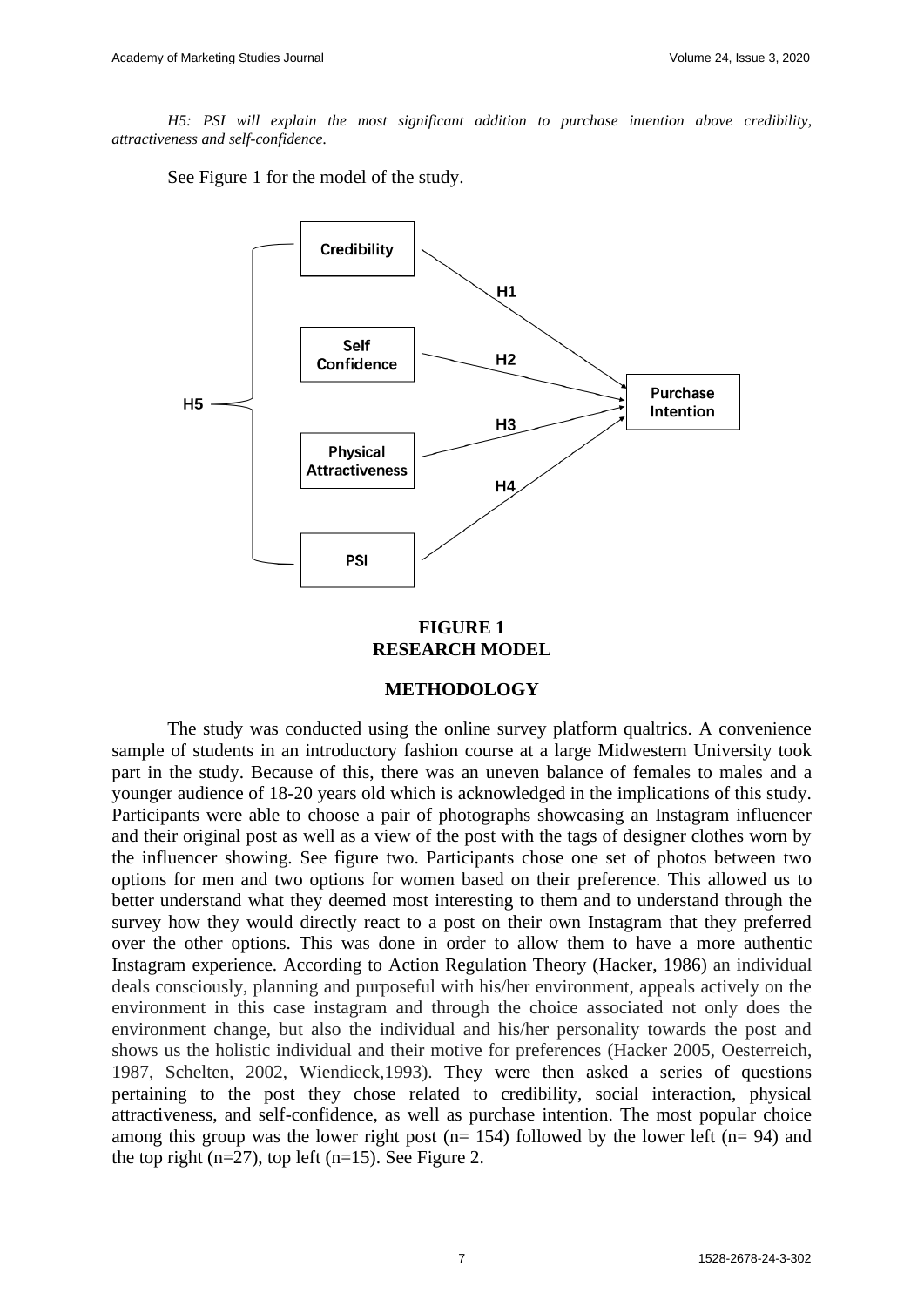*H5: PSI will explain the most significant addition to purchase intention above credibility, attractiveness and self-confidence.*

See Figure 1 for the model of the study.

**FIGURE 1**
**RESEARCH MODEL**

## METHODOLOGY

The study was conducted using the online survey platform qualtrics. A convenience sample of students in an introductory fashion course at a large Midwestern University took part in the study. Because of this, there was an uneven balance of females to males and a younger audience of 18-20 years old which is acknowledged in the implications of this study. Participants were able to choose a pair of photographs showcasing an Instagram influencer and their original post as well as a view of the post with the tags of designer clothes worn by the influencer showing. See figure two. Participants chose one set of photos between two options for men and two options for women based on their preference. This allowed us to better understand what they deemed most interesting to them and to understand through the survey how they would directly react to a post on their own Instagram that they preferred over the other options. This was done in order to allow them to have a more authentic Instagram experience. According to Action Regulation Theory (Hacker, 1986) an individual deals consciously, planning and purposeful with his/her environment, appeals actively on the environment in this case instagram and through the choice associated not only does the environment change, but also the individual and his/her personality towards the post and shows us the holistic individual and their motive for preferences (Hacker 2005, Oesterreich, 1987, Schelten, 2002, Wiendieck,1993). They were then asked a series of questions pertaining to the post they chose related to credibility, social interaction, physical attractiveness, and self-confidence, as well as purchase intention. The most popular choice among this group was the lower right post (n= 154) followed by the lower left (n= 94) and the top right (n=27), top left (n=15). See Figure 2.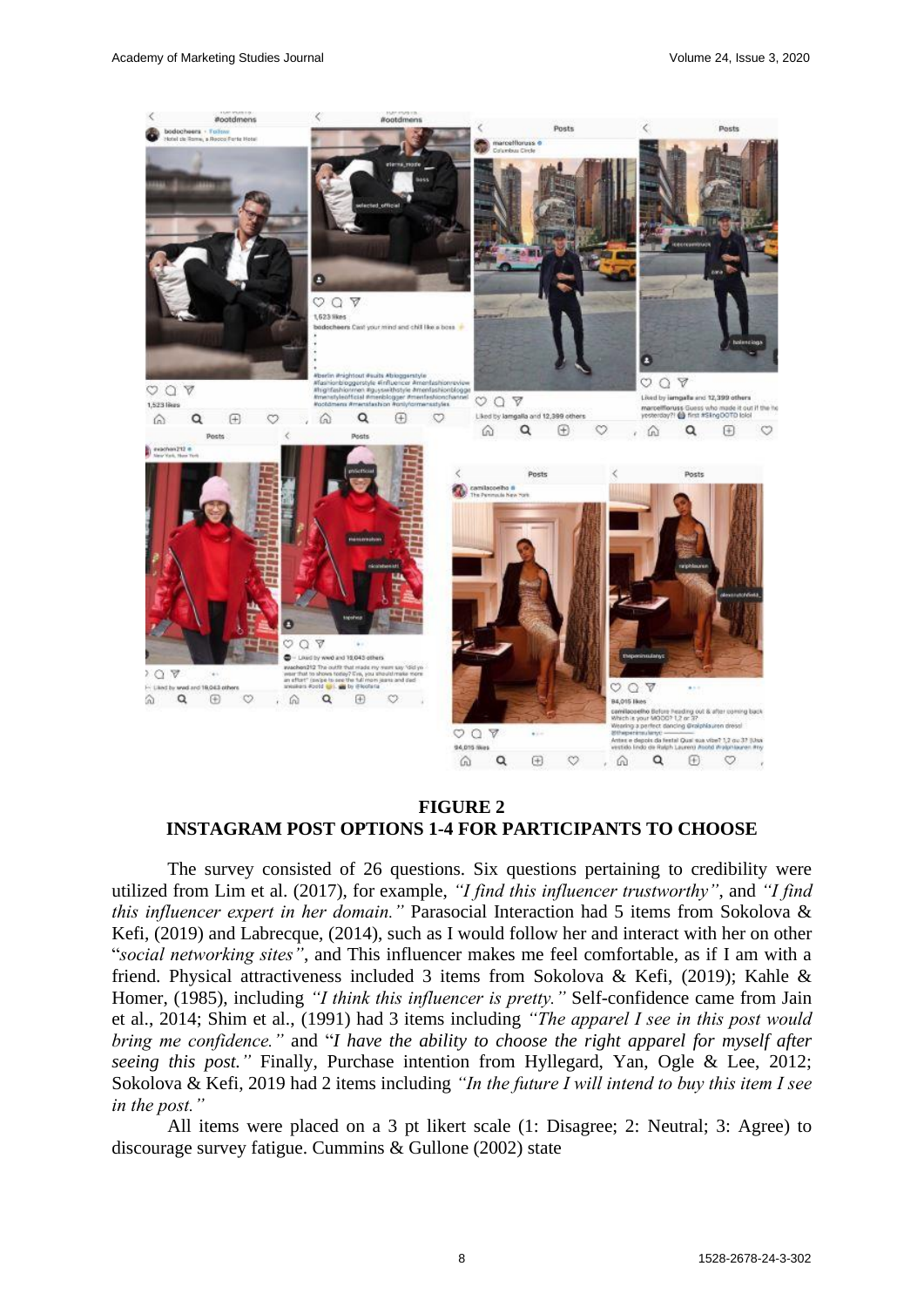**FIGURE 2**
**INSTAGRAM POST OPTIONS 1-4 FOR PARTICIPANTS TO CHOOSE**

The survey consisted of 26 questions. Six questions pertaining to credibility were utilized from Lim et al. (2017), for example, *"I find this influencer trustworthy"*, and *"I find this influencer expert in her domain."* Parasocial Interaction had 5 items from Sokolova & Kefi, (2019) and Labrecque, (2014), such as I would follow her and interact with her on other "*social networking sites"*, and This influencer makes me feel comfortable, as if I am with a friend. Physical attractiveness included 3 items from Sokolova & Kefi, (2019); Kahle & Homer, (1985), including *"I think this influencer is pretty."* Self-confidence came from Jain et al., 2014; Shim et al., (1991) had 3 items including *"The apparel I see in this post would bring me confidence."* and "*I have the ability to choose the right apparel for myself after seeing this post."* Finally, Purchase intention from Hyllegard, Yan, Ogle & Lee, 2012; Sokolova & Kefi, 2019 had 2 items including *"In the future I will intend to buy this item I see in the post."*

All items were placed on a 3 pt likert scale (1: Disagree; 2: Neutral; 3: Agree) to discourage survey fatigue. Cummins & Gullone (2002) state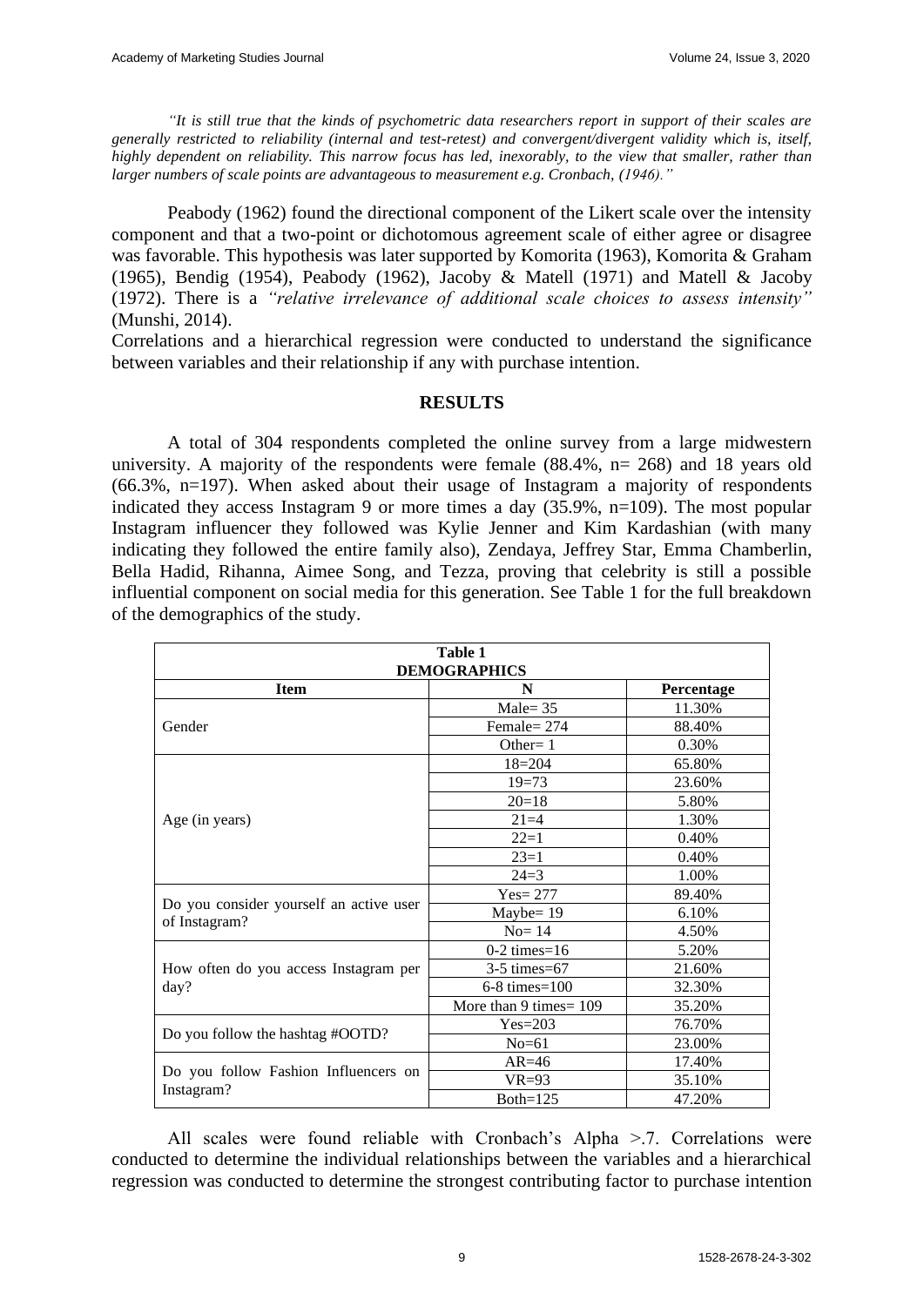*"It is still true that the kinds of psychometric data researchers report in support of their scales are generally restricted to reliability (internal and test-retest) and convergent/divergent validity which is, itself, highly dependent on reliability. This narrow focus has led, inexorably, to the view that smaller, rather than larger numbers of scale points are advantageous to measurement e.g. Cronbach, (1946)."*

Peabody (1962) found the directional component of the Likert scale over the intensity component and that a two-point or dichotomous agreement scale of either agree or disagree was favorable. This hypothesis was later supported by Komorita (1963), Komorita & Graham (1965), Bendig (1954), Peabody (1962), Jacoby & Matell (1971) and Matell & Jacoby (1972). There is a *"relative irrelevance of additional scale choices to assess intensity"* (Munshi, 2014).

Correlations and a hierarchical regression were conducted to understand the significance between variables and their relationship if any with purchase intention.

## RESULTS

A total of 304 respondents completed the online survey from a large midwestern university. A majority of the respondents were female (88.4%, n= 268) and 18 years old (66.3%, n=197). When asked about their usage of Instagram a majority of respondents indicated they access Instagram 9 or more times a day (35.9%, n=109). The most popular Instagram influencer they followed was Kylie Jenner and Kim Kardashian (with many indicating they followed the entire family also), Zendaya, Jeffrey Star, Emma Chamberlin, Bella Hadid, Rihanna, Aimee Song, and Tezza, proving that celebrity is still a possible influential component on social media for this generation. See Table 1 for the full breakdown of the demographics of the study.

**Table 1**
**DEMOGRAPHICS**

| Item | N | Percentage |
|---|---|---|
| Gender | Male= 35 | 11.30% |
| | Female= 274 | 88.40% |
| | Other= 1 | 0.30% |
| Age (in years) | 18=204 | 65.80% |
| | 19=73 | 23.60% |
| | 20=18 | 5.80% |
| | 21=4 | 1.30% |
| | 22=1 | 0.40% |
| | 23=1 | 0.40% |
| | 24=3 | 1.00% |
| Do you consider yourself an active user of Instagram? | Yes= 277 | 89.40% |
| | Maybe= 19 | 6.10% |
| | No= 14 | 4.50% |
| How often do you access Instagram per day? | 0-2 times=16 | 5.20% |
| | 3-5 times=67 | 21.60% |
| | 6-8 times=100 | 32.30% |
| | More than 9 times= 109 | 35.20% |
| Do you follow the hashtag #OOTD? | Yes=203 | 76.70% |
| | No=61 | 23.00% |
| Do you follow Fashion Influencers on Instagram? | AR=46 | 17.40% |
| | VR=93 | 35.10% |
| | Both=125 | 47.20% |

All scales were found reliable with Cronbach's Alpha >.7. Correlations were conducted to determine the individual relationships between the variables and a hierarchical regression was conducted to determine the strongest contributing factor to purchase intention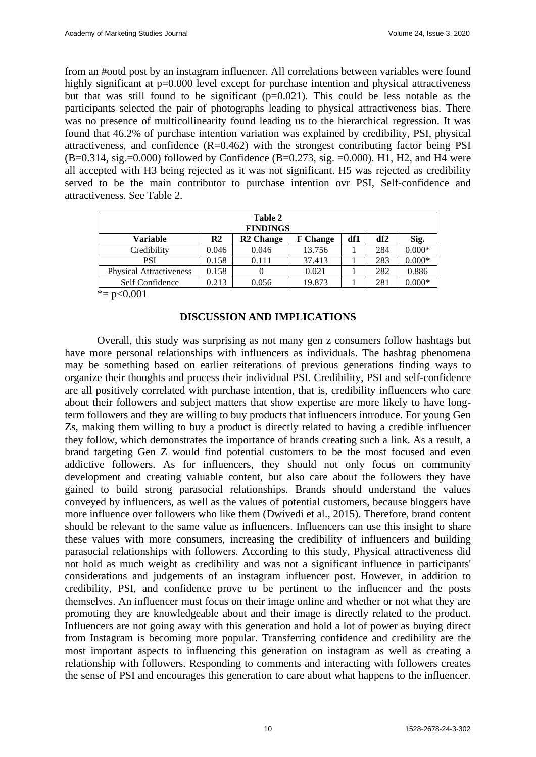from an #ootd post by an instagram influencer. All correlations between variables were found highly significant at p=0.000 level except for purchase intention and physical attractiveness but that was still found to be significant (p=0.021). This could be less notable as the participants selected the pair of photographs leading to physical attractiveness bias. There was no presence of multicollinearity found leading us to the hierarchical regression. It was found that 46.2% of purchase intention variation was explained by credibility, PSI, physical attractiveness, and confidence (R=0.462) with the strongest contributing factor being PSI (B=0.314, sig.=0.000) followed by Confidence (B=0.273, sig. =0.000). H1, H2, and H4 were all accepted with H3 being rejected as it was not significant. H5 was rejected as credibility served to be the main contributor to purchase intention ovr PSI, Self-confidence and attractiveness. See Table 2.

**Table 2**
**FINDINGS**

| Variable | R2 | R2 Change | F Change | df1 | df2 | Sig. |
|---|---|---|---|---|---|---|
| Credibility | 0.046 | 0.046 | 13.756 | 1 | 284 | 0.000* |
| PSI | 0.158 | 0.111 | 37.413 | 1 | 283 | 0.000* |
| Physical Attractiveness | 0.158 | 0 | 0.021 | 1 | 282 | 0.886 |
| Self Confidence | 0.213 | 0.056 | 19.873 | 1 | 281 | 0.000* |

*= p<0.001

## DISCUSSION AND IMPLICATIONS

Overall, this study was surprising as not many gen z consumers follow hashtags but have more personal relationships with influencers as individuals. The hashtag phenomena may be something based on earlier reiterations of previous generations finding ways to organize their thoughts and process their individual PSI. Credibility, PSI and self-confidence are all positively correlated with purchase intention, that is, credibility influencers who care about their followers and subject matters that show expertise are more likely to have long-term followers and they are willing to buy products that influencers introduce. For young Gen Zs, making them willing to buy a product is directly related to having a credible influencer they follow, which demonstrates the importance of brands creating such a link. As a result, a brand targeting Gen Z would find potential customers to be the most focused and even addictive followers. As for influencers, they should not only focus on community development and creating valuable content, but also care about the followers they have gained to build strong parasocial relationships. Brands should understand the values conveyed by influencers, as well as the values of potential customers, because bloggers have more influence over followers who like them (Dwivedi et al., 2015). Therefore, brand content should be relevant to the same value as influencers. Influencers can use this insight to share these values with more consumers, increasing the credibility of influencers and building parasocial relationships with followers. According to this study, Physical attractiveness did not hold as much weight as credibility and was not a significant influence in participants' considerations and judgements of an instagram influencer post. However, in addition to credibility, PSI, and confidence prove to be pertinent to the influencer and the posts themselves. An influencer must focus on their image online and whether or not what they are promoting they are knowledgeable about and their image is directly related to the product. Influencers are not going away with this generation and hold a lot of power as buying direct from Instagram is becoming more popular. Transferring confidence and credibility are the most important aspects to influencing this generation on instagram as well as creating a relationship with followers. Responding to comments and interacting with followers creates the sense of PSI and encourages this generation to care about what happens to the influencer.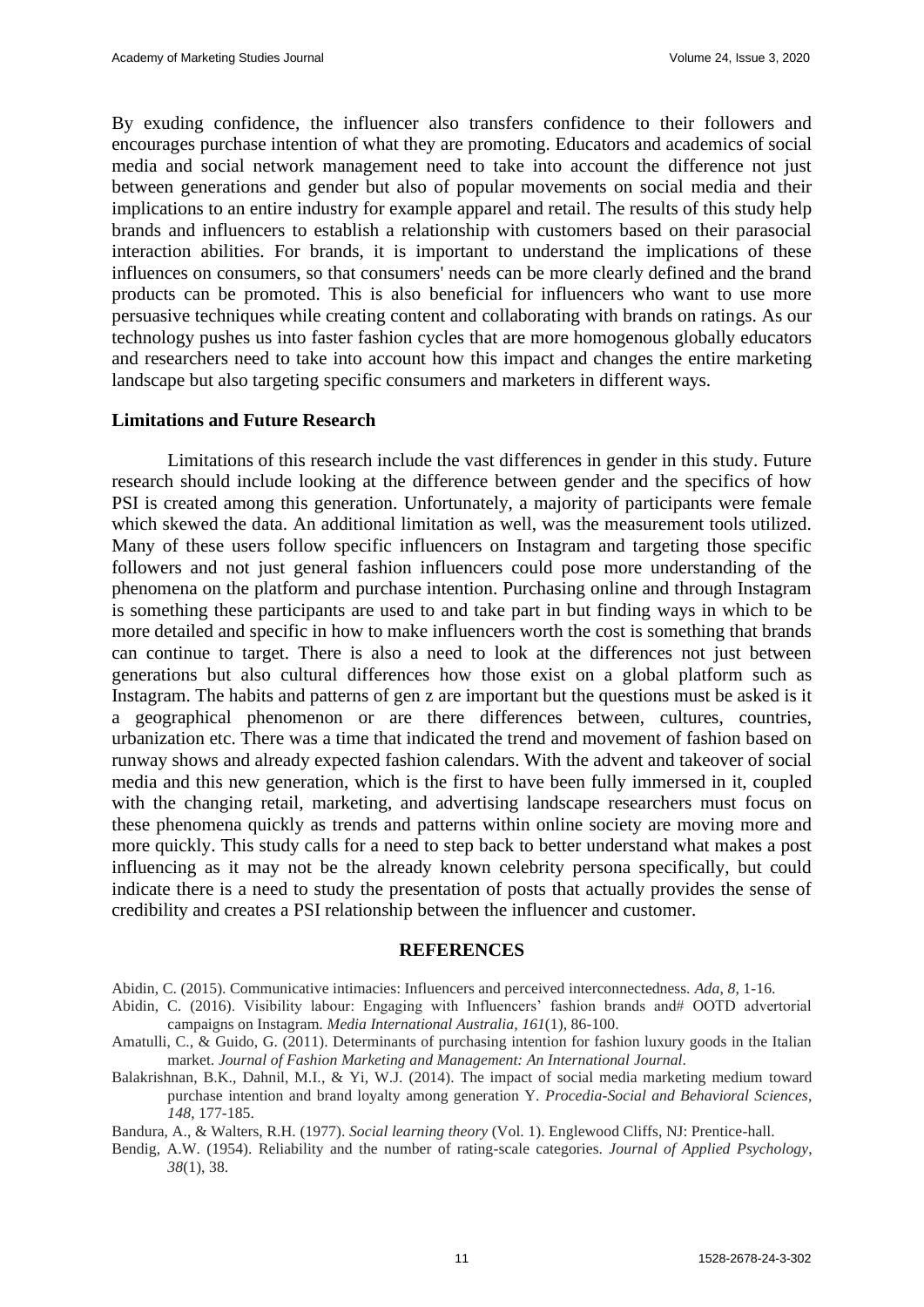By exuding confidence, the influencer also transfers confidence to their followers and encourages purchase intention of what they are promoting. Educators and academics of social media and social network management need to take into account the difference not just between generations and gender but also of popular movements on social media and their implications to an entire industry for example apparel and retail. The results of this study help brands and influencers to establish a relationship with customers based on their parasocial interaction abilities. For brands, it is important to understand the implications of these influences on consumers, so that consumers' needs can be more clearly defined and the brand products can be promoted. This is also beneficial for influencers who want to use more persuasive techniques while creating content and collaborating with brands on ratings. As our technology pushes us into faster fashion cycles that are more homogenous globally educators and researchers need to take into account how this impact and changes the entire marketing landscape but also targeting specific consumers and marketers in different ways.

## Limitations and Future Research

Limitations of this research include the vast differences in gender in this study. Future research should include looking at the difference between gender and the specifics of how PSI is created among this generation. Unfortunately, a majority of participants were female which skewed the data. An additional limitation as well, was the measurement tools utilized. Many of these users follow specific influencers on Instagram and targeting those specific followers and not just general fashion influencers could pose more understanding of the phenomena on the platform and purchase intention. Purchasing online and through Instagram is something these participants are used to and take part in but finding ways in which to be more detailed and specific in how to make influencers worth the cost is something that brands can continue to target. There is also a need to look at the differences not just between generations but also cultural differences how those exist on a global platform such as Instagram. The habits and patterns of gen z are important but the questions must be asked is it a geographical phenomenon or are there differences between, cultures, countries, urbanization etc. There was a time that indicated the trend and movement of fashion based on runway shows and already expected fashion calendars. With the advent and takeover of social media and this new generation, which is the first to have been fully immersed in it, coupled with the changing retail, marketing, and advertising landscape researchers must focus on these phenomena quickly as trends and patterns within online society are moving more and more quickly. This study calls for a need to step back to better understand what makes a post influencing as it may not be the already known celebrity persona specifically, but could indicate there is a need to study the presentation of posts that actually provides the sense of credibility and creates a PSI relationship between the influencer and customer.

## REFERENCES

Abidin, C. (2015). Communicative intimacies: Influencers and perceived interconnectedness. *Ada, 8*, 1-16.

Abidin, C. (2016). Visibility labour: Engaging with Influencers' fashion brands and# OOTD advertorial campaigns on Instagram. *Media International Australia, 161*(1), 86-100.

Amatulli, C., & Guido, G. (2011). Determinants of purchasing intention for fashion luxury goods in the Italian market. *Journal of Fashion Marketing and Management: An International Journal*.

Balakrishnan, B.K., Dahnil, M.I., & Yi, W.J. (2014). The impact of social media marketing medium toward purchase intention and brand loyalty among generation Y. *Procedia-Social and Behavioral Sciences*, *148*, 177-185.

Bandura, A., & Walters, R.H. (1977). *Social learning theory* (Vol. 1). Englewood Cliffs, NJ: Prentice-hall.

Bendig, A.W. (1954). Reliability and the number of rating-scale categories. *Journal of Applied Psychology*, *38*(1), 38.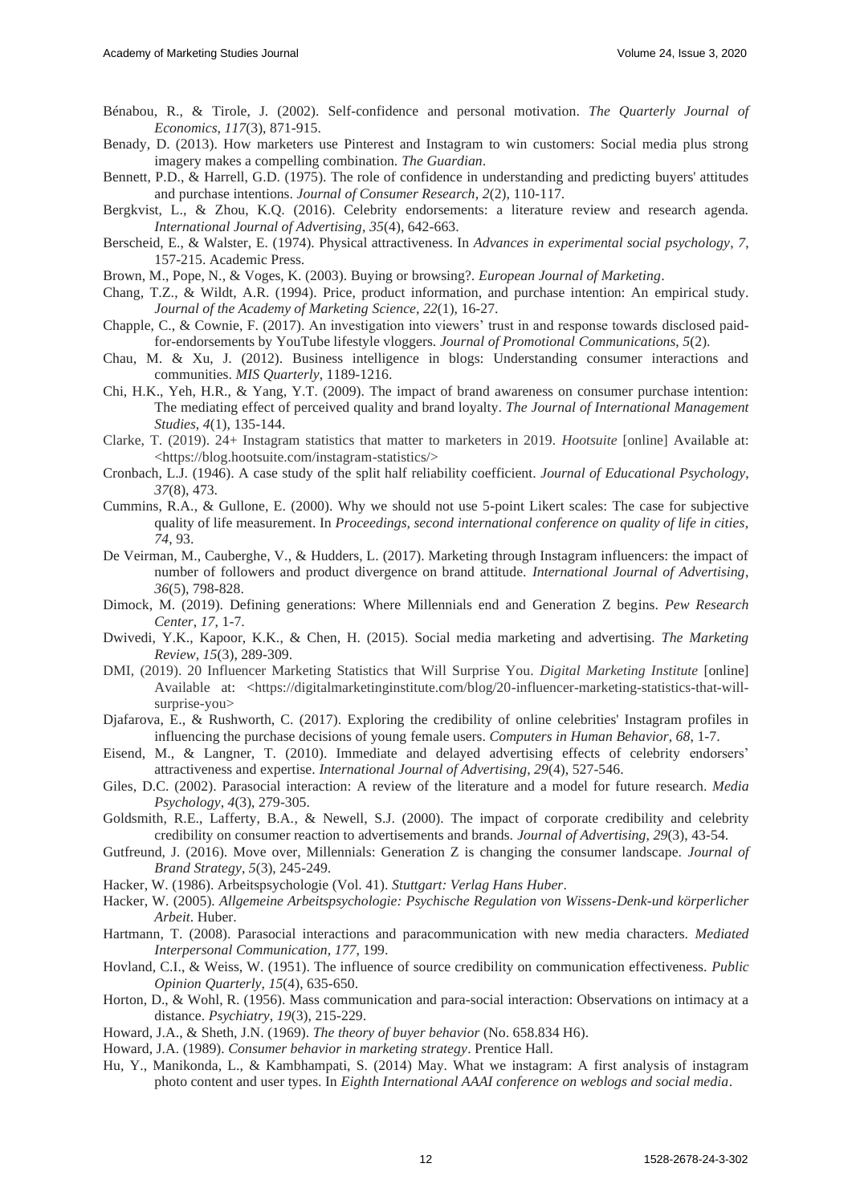Bénabou, R., & Tirole, J. (2002). Self-confidence and personal motivation. *The Quarterly Journal of Economics*, *117*(3), 871-915.

Benady, D. (2013). How marketers use Pinterest and Instagram to win customers: Social media plus strong imagery makes a compelling combination. *The Guardian*.

Bennett, P.D., & Harrell, G.D. (1975). The role of confidence in understanding and predicting buyers' attitudes and purchase intentions. *Journal of Consumer Research*, *2*(2), 110-117.

Bergkvist, L., & Zhou, K.Q. (2016). Celebrity endorsements: a literature review and research agenda. *International Journal of Advertising*, *35*(4), 642-663.

Berscheid, E., & Walster, E. (1974). Physical attractiveness. In *Advances in experimental social psychology*, *7*, 157-215. Academic Press.

Brown, M., Pope, N., & Voges, K. (2003). Buying or browsing?. *European Journal of Marketing*.

Chang, T.Z., & Wildt, A.R. (1994). Price, product information, and purchase intention: An empirical study. *Journal of the Academy of Marketing Science*, *22*(1), 16-27.

Chapple, C., & Cownie, F. (2017). An investigation into viewers' trust in and response towards disclosed paid-for-endorsements by YouTube lifestyle vloggers. *Journal of Promotional Communications*, *5*(2).

Chau, M. & Xu, J. (2012). Business intelligence in blogs: Understanding consumer interactions and communities. *MIS Quarterly*, 1189-1216.

Chi, H.K., Yeh, H.R., & Yang, Y.T. (2009). The impact of brand awareness on consumer purchase intention: The mediating effect of perceived quality and brand loyalty. *The Journal of International Management Studies*, *4*(1), 135-144.

Clarke, T. (2019). 24+ Instagram statistics that matter to marketers in 2019. *Hootsuite* [online] Available at: <https://blog.hootsuite.com/instagram-statistics/>

Cronbach, L.J. (1946). A case study of the split half reliability coefficient. *Journal of Educational Psychology*, *37*(8), 473.

Cummins, R.A., & Gullone, E. (2000). Why we should not use 5-point Likert scales: The case for subjective quality of life measurement. In *Proceedings, second international conference on quality of life in cities*, *74*, 93.

De Veirman, M., Cauberghe, V., & Hudders, L. (2017). Marketing through Instagram influencers: the impact of number of followers and product divergence on brand attitude. *International Journal of Advertising*, *36*(5), 798-828.

Dimock, M. (2019). Defining generations: Where Millennials end and Generation Z begins. *Pew Research Center*, *17*, 1-7.

Dwivedi, Y.K., Kapoor, K.K., & Chen, H. (2015). Social media marketing and advertising. *The Marketing Review*, *15*(3), 289-309.

DMI, (2019). 20 Influencer Marketing Statistics that Will Surprise You. *Digital Marketing Institute* [online] Available at: <https://digitalmarketinginstitute.com/blog/20-influencer-marketing-statistics-that-will-surprise-you>

Djafarova, E., & Rushworth, C. (2017). Exploring the credibility of online celebrities' Instagram profiles in influencing the purchase decisions of young female users. *Computers in Human Behavior*, *68*, 1-7.

Eisend, M., & Langner, T. (2010). Immediate and delayed advertising effects of celebrity endorsers' attractiveness and expertise. *International Journal of Advertising*, *29*(4), 527-546.

Giles, D.C. (2002). Parasocial interaction: A review of the literature and a model for future research. *Media Psychology*, *4*(3), 279-305.

Goldsmith, R.E., Lafferty, B.A., & Newell, S.J. (2000). The impact of corporate credibility and celebrity credibility on consumer reaction to advertisements and brands. *Journal of Advertising, 29*(3), 43-54.

Gutfreund, J. (2016). Move over, Millennials: Generation Z is changing the consumer landscape. *Journal of Brand Strategy*, *5*(3), 245-249.

Hacker, W. (1986). Arbeitspsychologie (Vol. 41). *Stuttgart: Verlag Hans Huber*.

Hacker, W. (2005). *Allgemeine Arbeitspsychologie: Psychische Regulation von Wissens-Denk-und körperlicher Arbeit*. Huber.

Hartmann, T. (2008). Parasocial interactions and paracommunication with new media characters. *Mediated Interpersonal Communication*, *177*, 199.

Hovland, C.I., & Weiss, W. (1951). The influence of source credibility on communication effectiveness. *Public Opinion Quarterly*, *15*(4), 635-650.

Horton, D., & Wohl, R. (1956). Mass communication and para-social interaction: Observations on intimacy at a distance. *Psychiatry*, *19*(3), 215-229.

Howard, J.A., & Sheth, J.N. (1969). *The theory of buyer behavior* (No. 658.834 H6).

Howard, J.A. (1989). *Consumer behavior in marketing strategy*. Prentice Hall.

Hu, Y., Manikonda, L., & Kambhampati, S. (2014) May. What we instagram: A first analysis of instagram photo content and user types. In *Eighth International AAAI conference on weblogs and social media*.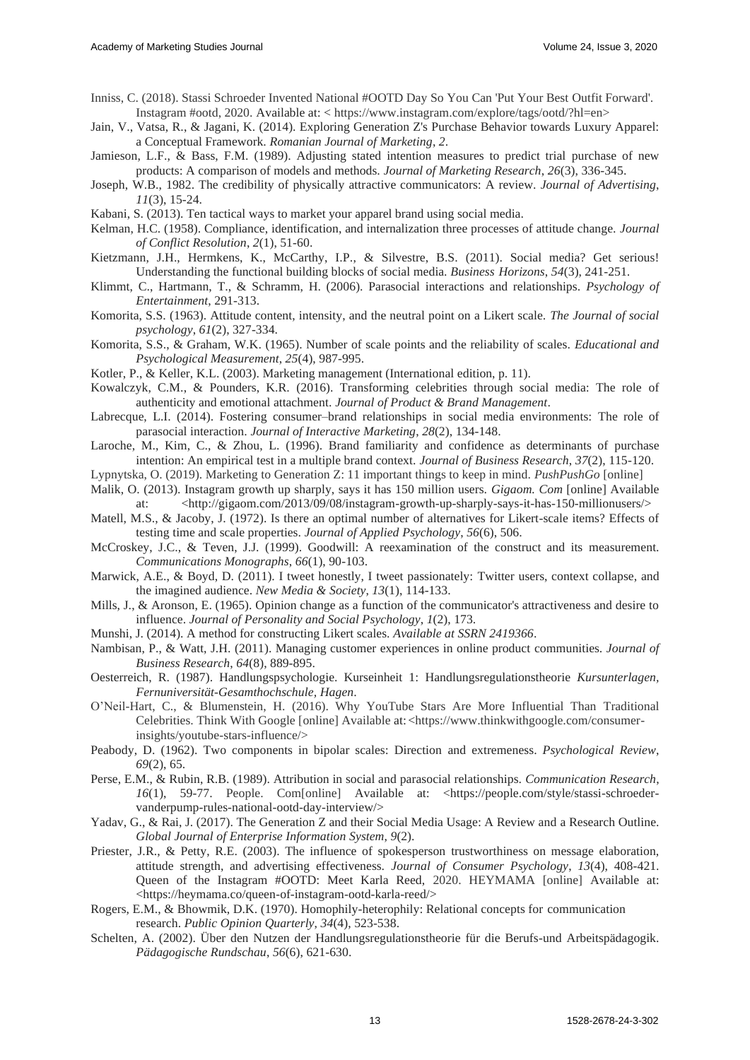Inniss, C. (2018). Stassi Schroeder Invented National #OOTD Day So You Can 'Put Your Best Outfit Forward'. Instagram #ootd, 2020. Available at: < https://www.instagram.com/explore/tags/ootd/?hl=en>

Jain, V., Vatsa, R., & Jagani, K. (2014). Exploring Generation Z's Purchase Behavior towards Luxury Apparel: a Conceptual Framework. *Romanian Journal of Marketing*, *2*.

Jamieson, L.F., & Bass, F.M. (1989). Adjusting stated intention measures to predict trial purchase of new products: A comparison of models and methods. *Journal of Marketing Research*, *26*(3), 336-345.

Joseph, W.B., 1982. The credibility of physically attractive communicators: A review. *Journal of Advertising*, *11*(3), 15-24.

Kabani, S. (2013). Ten tactical ways to market your apparel brand using social media.

Kelman, H.C. (1958). Compliance, identification, and internalization three processes of attitude change. *Journal of Conflict Resolution*, *2*(1), 51-60.

Kietzmann, J.H., Hermkens, K., McCarthy, I.P., & Silvestre, B.S. (2011). Social media? Get serious! Understanding the functional building blocks of social media. *Business Horizons*, *54*(3), 241-251.

Klimmt, C., Hartmann, T., & Schramm, H. (2006). Parasocial interactions and relationships. *Psychology of Entertainment*, 291-313.

Komorita, S.S. (1963). Attitude content, intensity, and the neutral point on a Likert scale. *The Journal of social psychology*, *61*(2), 327-334.

Komorita, S.S., & Graham, W.K. (1965). Number of scale points and the reliability of scales. *Educational and Psychological Measurement*, *25*(4), 987-995.

Kotler, P., & Keller, K.L. (2003). Marketing management (International edition, p. 11).

Kowalczyk, C.M., & Pounders, K.R. (2016). Transforming celebrities through social media: The role of authenticity and emotional attachment. *Journal of Product & Brand Management*.

Labrecque, L.I. (2014). Fostering consumer–brand relationships in social media environments: The role of parasocial interaction. *Journal of Interactive Marketing*, *28*(2), 134-148.

Laroche, M., Kim, C., & Zhou, L. (1996). Brand familiarity and confidence as determinants of purchase intention: An empirical test in a multiple brand context. *Journal of Business Research*, *37*(2), 115-120.

Lypnytska, O. (2019). Marketing to Generation Z: 11 important things to keep in mind. *PushPushGo* [online]

Malik, O. (2013). Instagram growth up sharply, says it has 150 million users. *Gigaom. Com* [online] Available at: <http://gigaom.com/2013/09/08/instagram-growth-up-sharply-says-it-has-150-millionusers/>

Matell, M.S., & Jacoby, J. (1972). Is there an optimal number of alternatives for Likert-scale items? Effects of testing time and scale properties. *Journal of Applied Psychology*, *56*(6), 506.

McCroskey, J.C., & Teven, J.J. (1999). Goodwill: A reexamination of the construct and its measurement. *Communications Monographs*, *66*(1), 90-103.

Marwick, A.E., & Boyd, D. (2011). I tweet honestly, I tweet passionately: Twitter users, context collapse, and the imagined audience. *New Media & Society*, *13*(1), 114-133.

Mills, J., & Aronson, E. (1965). Opinion change as a function of the communicator's attractiveness and desire to influence. *Journal of Personality and Social Psychology*, *1*(2), 173.

Munshi, J. (2014). A method for constructing Likert scales. *Available at SSRN 2419366*.

Nambisan, P., & Watt, J.H. (2011). Managing customer experiences in online product communities. *Journal of Business Research*, *64*(8), 889-895.

Oesterreich, R. (1987). Handlungspsychologie. Kurseinheit 1: Handlungsregulationstheorie *Kursunterlagen, Fernuniversität-Gesamthochschule, Hagen*.

O'Neil-Hart, C., & Blumenstein, H. (2016). Why YouTube Stars Are More Influential Than Traditional Celebrities. Think With Google [online] Available at:<https://www.thinkwithgoogle.com/consumer-insights/youtube-stars-influence/>

Peabody, D. (1962). Two components in bipolar scales: Direction and extremeness. *Psychological Review*, *69*(2), 65.

Perse, E.M., & Rubin, R.B. (1989). Attribution in social and parasocial relationships. *Communication Research*, *16*(1), 59-77. People. Com[online] Available at: <https://people.com/style/stassi-schroeder-vanderpump-rules-national-ootd-day-interview/>

Yadav, G., & Rai, J. (2017). The Generation Z and their Social Media Usage: A Review and a Research Outline. *Global Journal of Enterprise Information System*, *9*(2).

Priester, J.R., & Petty, R.E. (2003). The influence of spokesperson trustworthiness on message elaboration, attitude strength, and advertising effectiveness. *Journal of Consumer Psychology*, *13*(4), 408-421. Queen of the Instagram #OOTD: Meet Karla Reed, 2020. HEYMAMA [online] Available at: <https://heymama.co/queen-of-instagram-ootd-karla-reed/>

Rogers, E.M., & Bhowmik, D.K. (1970). Homophily-heterophily: Relational concepts for communication research. *Public Opinion Quarterly*, *34*(4), 523-538.

Schelten, A. (2002). Über den Nutzen der Handlungsregulationstheorie für die Berufs-und Arbeitspädagogik. *Pädagogische Rundschau*, *56*(6), 621-630.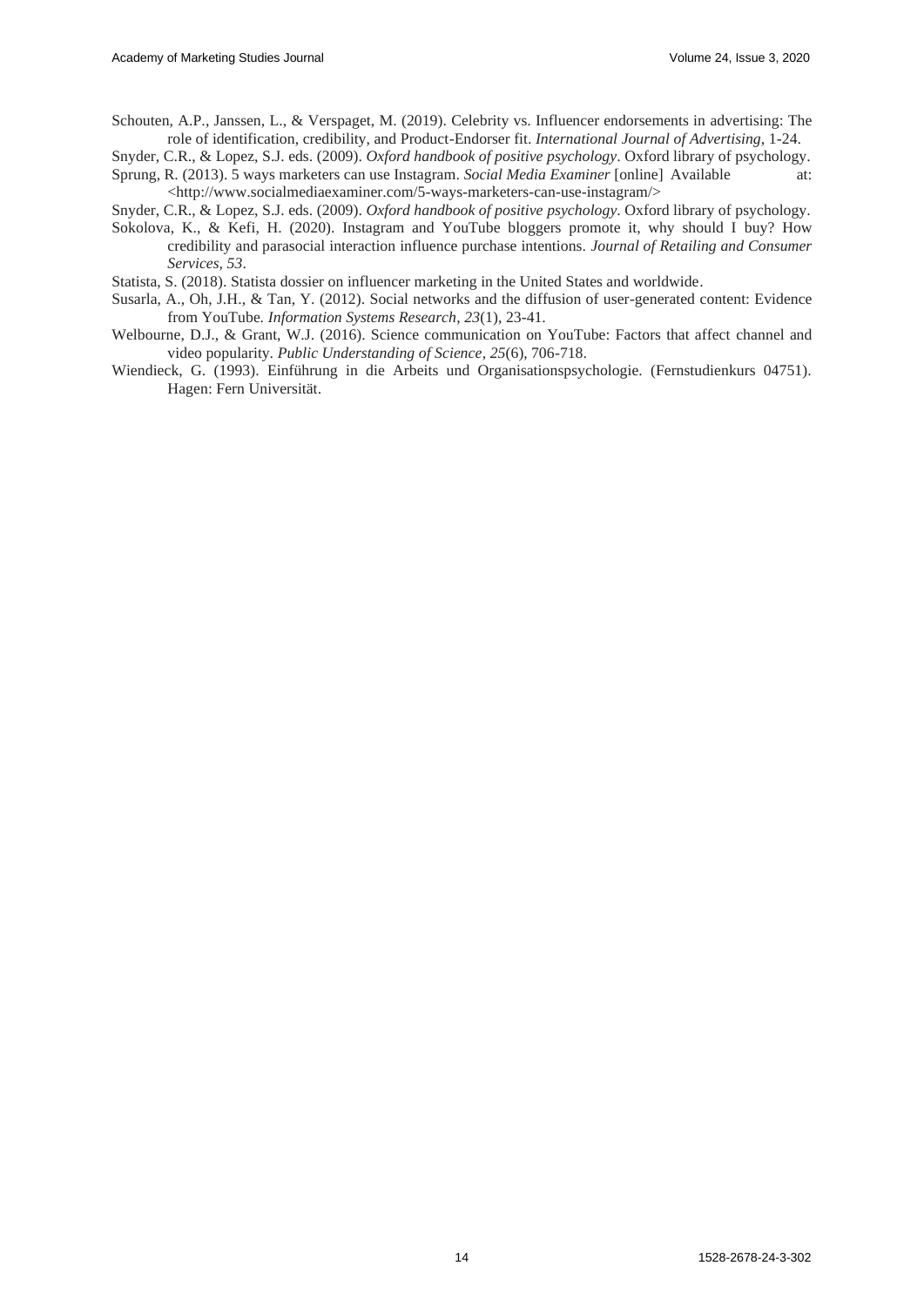Schouten, A.P., Janssen, L., & Verspaget, M. (2019). Celebrity vs. Influencer endorsements in advertising: The role of identification, credibility, and Product-Endorser fit. *International Journal of Advertising*, 1-24.

Snyder, C.R., & Lopez, S.J. eds. (2009). *Oxford handbook of positive psychology*. Oxford library of psychology.

Sprung, R. (2013). 5 ways marketers can use Instagram. *Social Media Examiner* [online] Available at: <http://www.socialmediaexaminer.com/5-ways-marketers-can-use-instagram/>

Snyder, C.R., & Lopez, S.J. eds. (2009). *Oxford handbook of positive psychology*. Oxford library of psychology.

Sokolova, K., & Kefi, H. (2020). Instagram and YouTube bloggers promote it, why should I buy? How credibility and parasocial interaction influence purchase intentions. *Journal of Retailing and Consumer Services*, *53*.

Statista, S. (2018). Statista dossier on influencer marketing in the United States and worldwide.

Susarla, A., Oh, J.H., & Tan, Y. (2012). Social networks and the diffusion of user-generated content: Evidence from YouTube. *Information Systems Research*, *23*(1), 23-41.

Welbourne, D.J., & Grant, W.J. (2016). Science communication on YouTube: Factors that affect channel and video popularity. *Public Understanding of Science*, *25*(6), 706-718.

Wiendieck, G. (1993). Einführung in die Arbeits und Organisationspsychologie. (Fernstudienkurs 04751). Hagen: Fern Universität.